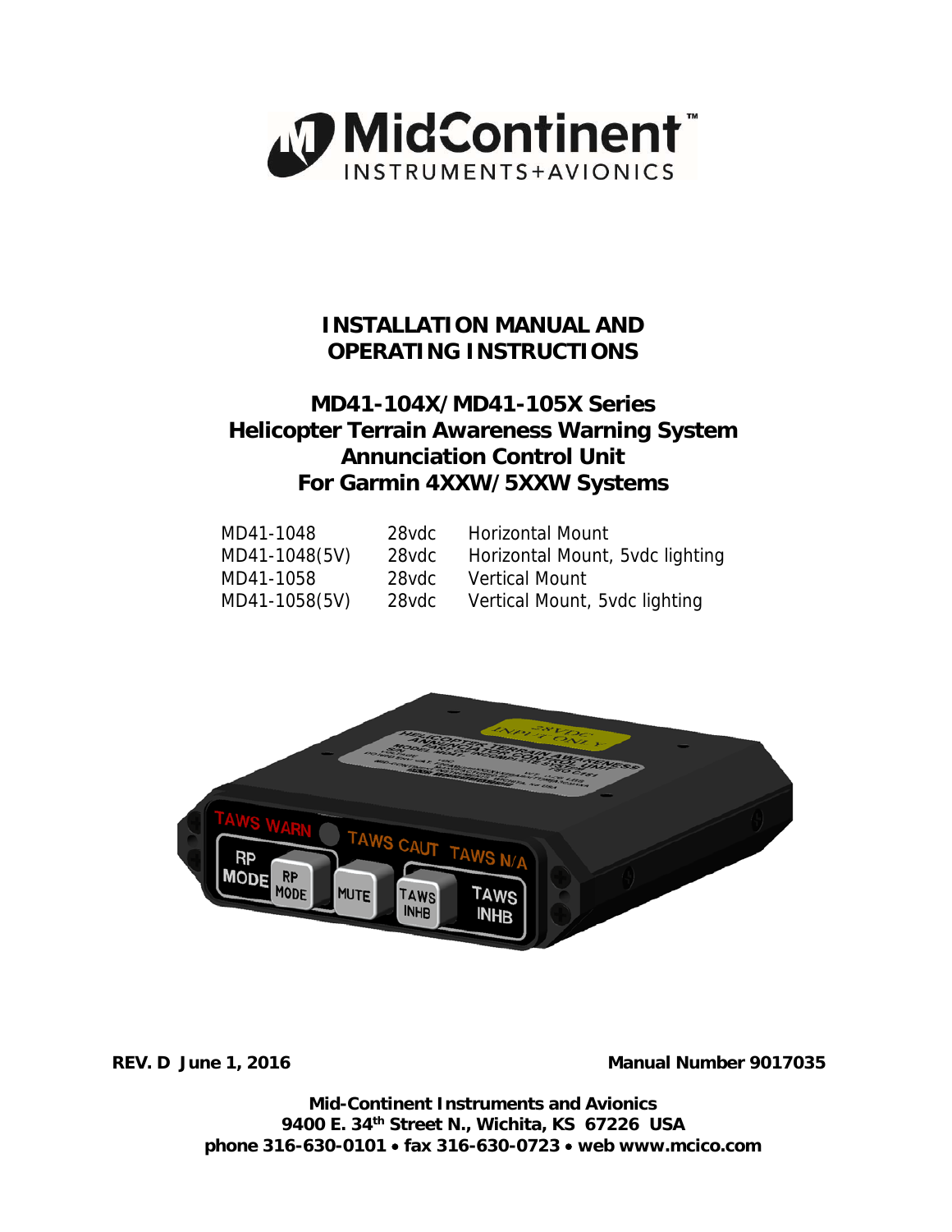MidContinent™ INSTRUMENTS+AVIONICS

# INSTALLATION MANUAL AND OPERATING INSTRUCTIONS

## MD41-104X/MD41-105X Series Helicopter Terrain Awareness Warning System Annunciation Control Unit For Garmin 4XXW/5XXW Systems

| | | |
|---|---|---|
| MD41-1048 | 28vdc | Horizontal Mount |
| MD41-1048(5V) | 28vdc | Horizontal Mount, 5vdc lighting |
| MD41-1058 | 28vdc | Vertical Mount |
| MD41-1058(5V) | 28vdc | Vertical Mount, 5vdc lighting |

**REV. D June 1, 2016** **Manual Number 9017035**

**Mid-Continent Instruments and Avionics**
**9400 E. 34th Street N., Wichita, KS 67226 USA**
**phone 316-630-0101 • fax 316-630-0723 • web www.mcico.com**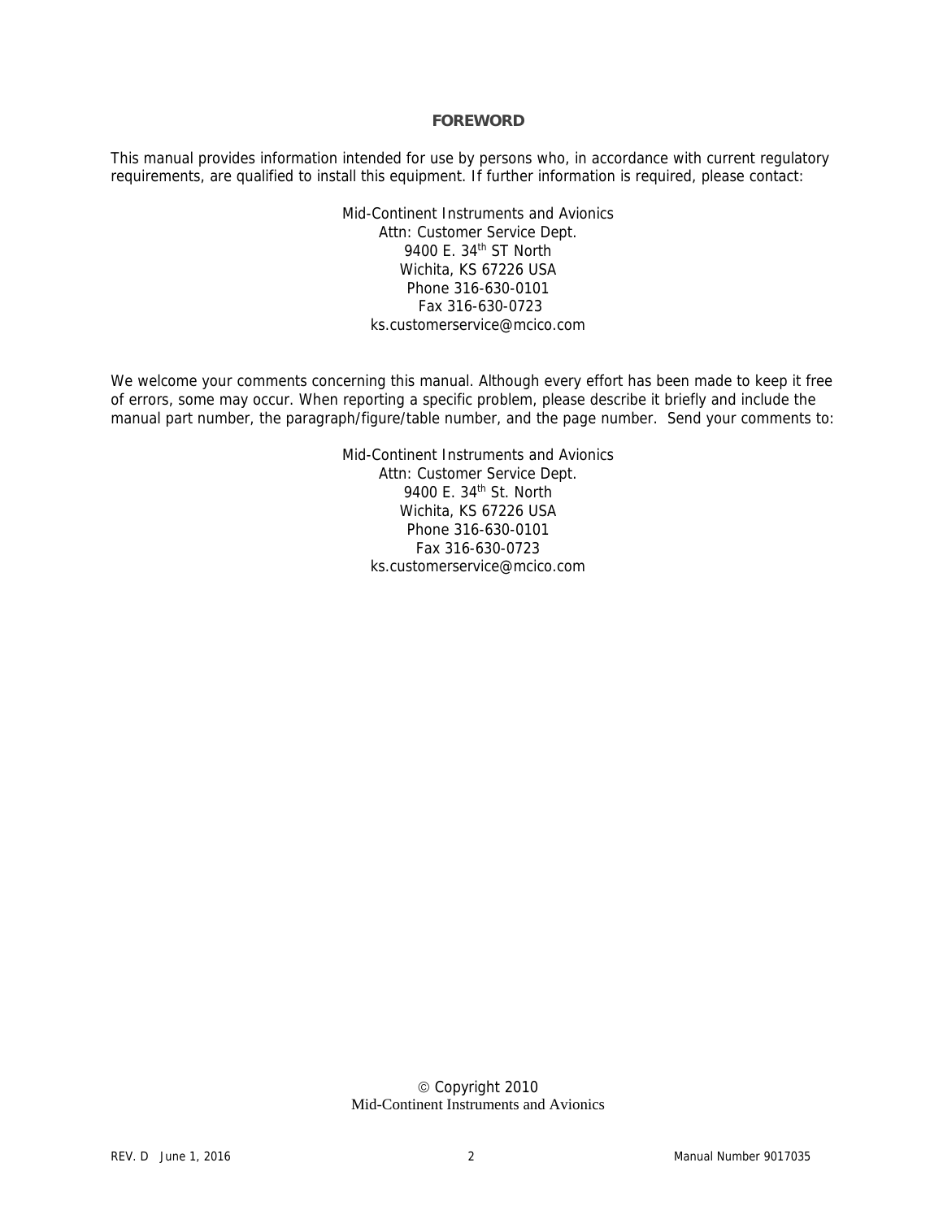# FOREWORD

This manual provides information intended for use by persons who, in accordance with current regulatory requirements, are qualified to install this equipment. If further information is required, please contact:

Mid-Continent Instruments and Avionics
Attn: Customer Service Dept.
9400 E. 34th ST North
Wichita, KS 67226 USA
Phone 316-630-0101
Fax 316-630-0723
ks.customerservice@mcico.com

We welcome your comments concerning this manual. Although every effort has been made to keep it free of errors, some may occur. When reporting a specific problem, please describe it briefly and include the manual part number, the paragraph/figure/table number, and the page number. Send your comments to:

Mid-Continent Instruments and Avionics
Attn: Customer Service Dept.
9400 E. 34th St. North
Wichita, KS 67226 USA
Phone 316-630-0101
Fax 316-630-0723
ks.customerservice@mcico.com

© Copyright 2010
Mid-Continent Instruments and Avionics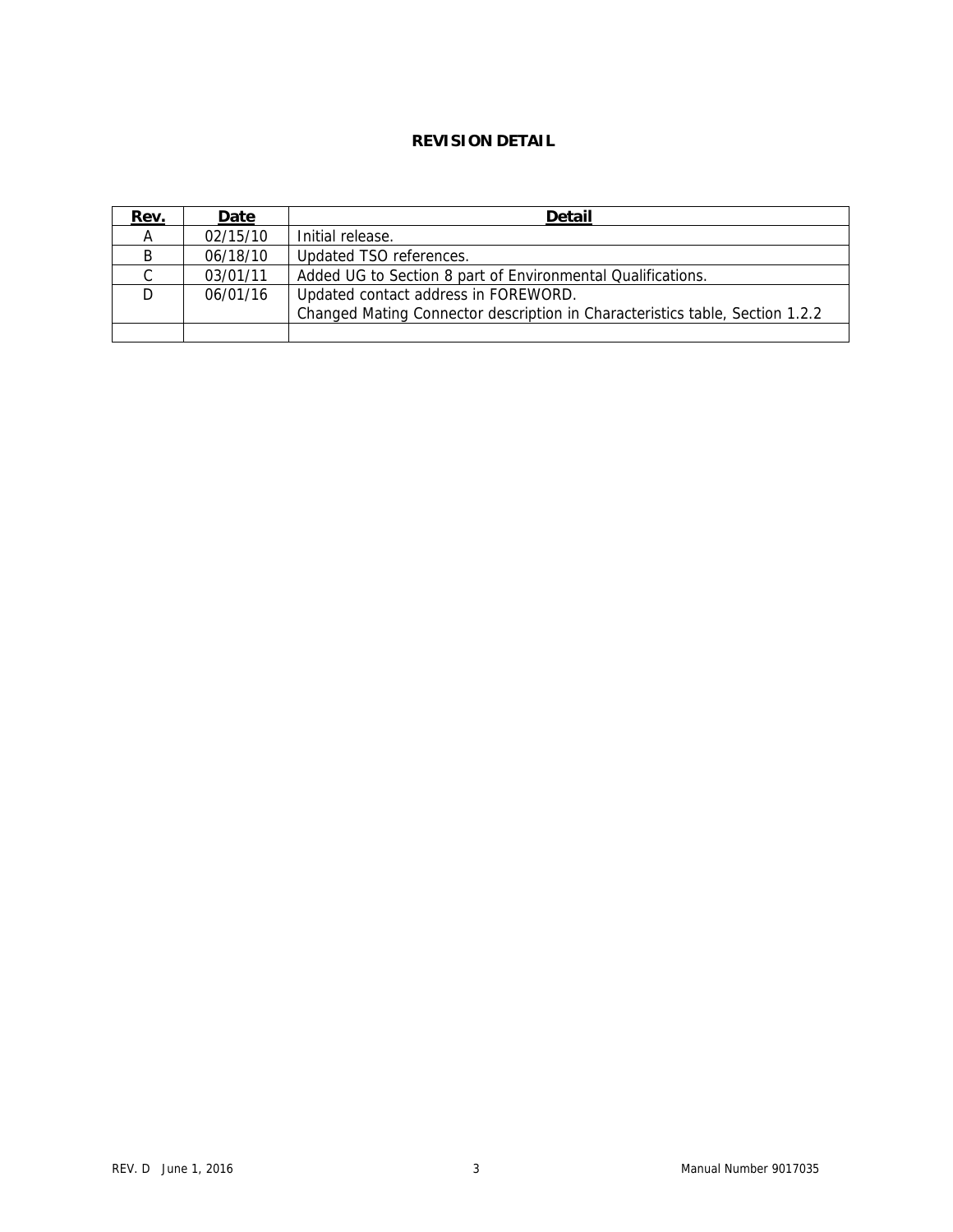# REVISION DETAIL

| Rev. | Date | Detail |
|---|---|---|
| A | 02/15/10 | Initial release. |
| B | 06/18/10 | Updated TSO references. |
| C | 03/01/11 | Added UG to Section 8 part of Environmental Qualifications. |
| D | 06/01/16 | Updated contact address in FOREWORD.<br>Changed Mating Connector description in Characteristics table, Section 1.2.2 |
| | | |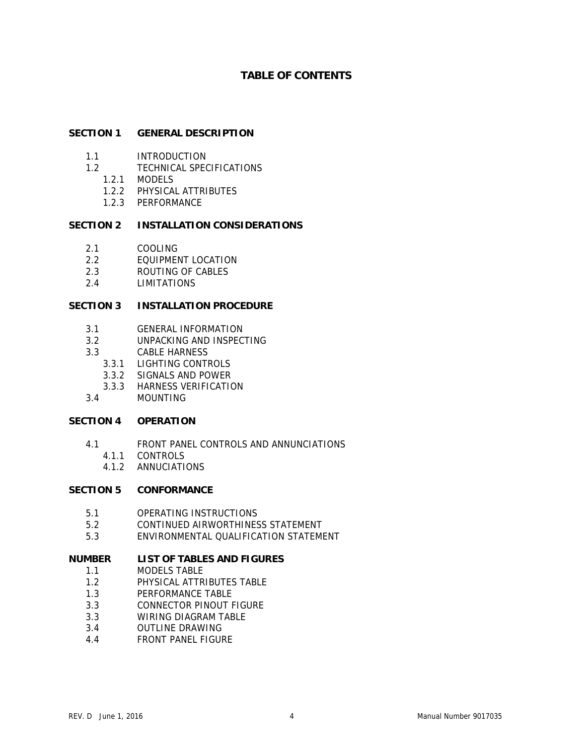# TABLE OF CONTENTS

**SECTION 1 GENERAL DESCRIPTION**

- 1.1 INTRODUCTION
- 1.2 TECHNICAL SPECIFICATIONS
  - 1.2.1 MODELS
  - 1.2.2 PHYSICAL ATTRIBUTES
  - 1.2.3 PERFORMANCE

**SECTION 2 INSTALLATION CONSIDERATIONS**

- 2.1 COOLING
- 2.2 EQUIPMENT LOCATION
- 2.3 ROUTING OF CABLES
- 2.4 LIMITATIONS

**SECTION 3 INSTALLATION PROCEDURE**

- 3.1 GENERAL INFORMATION
- 3.2 UNPACKING AND INSPECTING
- 3.3 CABLE HARNESS
  - 3.3.1 LIGHTING CONTROLS
  - 3.3.2 SIGNALS AND POWER
  - 3.3.3 HARNESS VERIFICATION
- 3.4 MOUNTING

**SECTION 4 OPERATION**

- 4.1 FRONT PANEL CONTROLS AND ANNUNCIATIONS
  - 4.1.1 CONTROLS
  - 4.1.2 ANNUCIATIONS

**SECTION 5 CONFORMANCE**

- 5.1 OPERATING INSTRUCTIONS
- 5.2 CONTINUED AIRWORTHINESS STATEMENT
- 5.3 ENVIRONMENTAL QUALIFICATION STATEMENT

**NUMBER LIST OF TABLES AND FIGURES**

- 1.1 MODELS TABLE
- 1.2 PHYSICAL ATTRIBUTES TABLE
- 1.3 PERFORMANCE TABLE
- 3.3 CONNECTOR PINOUT FIGURE
- 3.3 WIRING DIAGRAM TABLE
- 3.4 OUTLINE DRAWING
- 4.4 FRONT PANEL FIGURE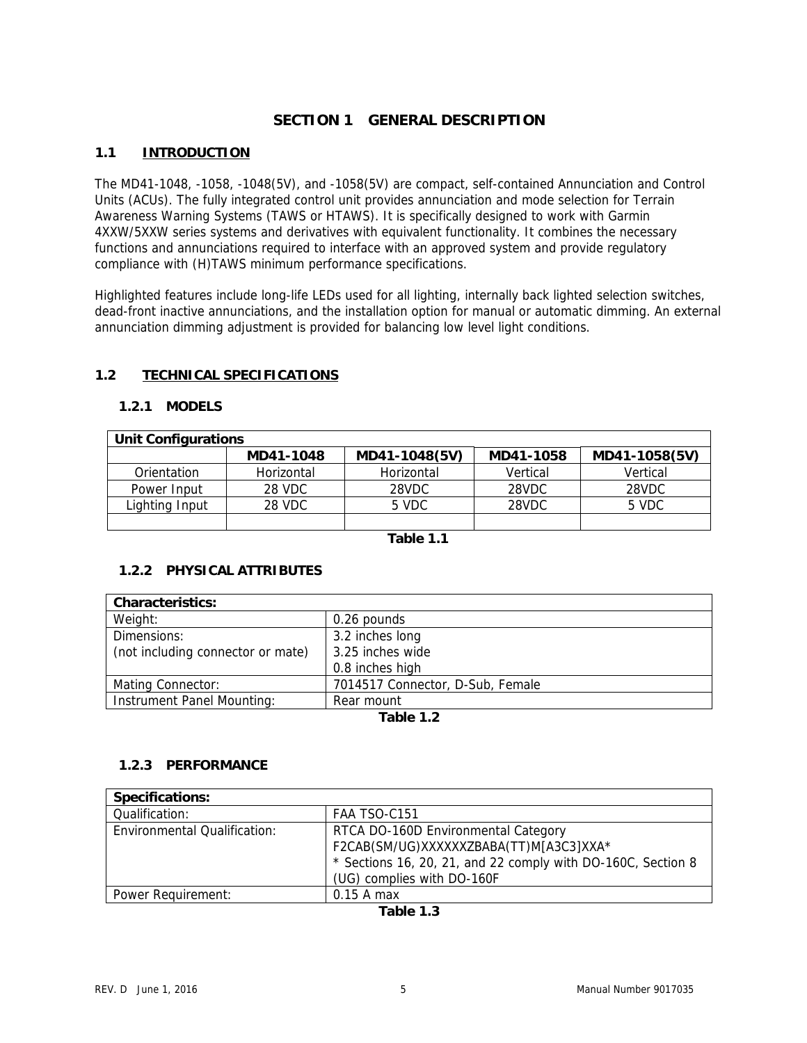# SECTION 1 GENERAL DESCRIPTION

## 1.1 INTRODUCTION

The MD41-1048, -1058, -1048(5V), and -1058(5V) are compact, self-contained Annunciation and Control Units (ACUs). The fully integrated control unit provides annunciation and mode selection for Terrain Awareness Warning Systems (TAWS or HTAWS). It is specifically designed to work with Garmin 4XXW/5XXW series systems and derivatives with equivalent functionality. It combines the necessary functions and annunciations required to interface with an approved system and provide regulatory compliance with (H)TAWS minimum performance specifications.

Highlighted features include long-life LEDs used for all lighting, internally back lighted selection switches, dead-front inactive annunciations, and the installation option for manual or automatic dimming. An external annunciation dimming adjustment is provided for balancing low level light conditions.

## 1.2 TECHNICAL SPECIFICATIONS

### 1.2.1 MODELS

| **Unit Configurations** | | | | |
|---|---|---|---|---|
| | **MD41-1048** | **MD41-1048(5V)** | **MD41-1058** | **MD41-1058(5V)** |
| Orientation | Horizontal | Horizontal | Vertical | Vertical |
| Power Input | 28 VDC | 28VDC | 28VDC | 28VDC |
| Lighting Input | 28 VDC | 5 VDC | 28VDC | 5 VDC |
| | | | | |

**Table 1.1**

### 1.2.2 PHYSICAL ATTRIBUTES

| **Characteristics:** | |
|---|---|
| Weight: | 0.26 pounds |
| Dimensions:<br>(not including connector or mate) | 3.2 inches long<br>3.25 inches wide<br>0.8 inches high |
| Mating Connector: | 7014517 Connector, D-Sub, Female |
| Instrument Panel Mounting: | Rear mount |

**Table 1.2**

### 1.2.3 PERFORMANCE

| **Specifications:** | |
|---|---|
| Qualification: | FAA TSO-C151 |
| Environmental Qualification: | RTCA DO-160D Environmental Category F2CAB(SM/UG)XXXXXXZBABA(TT)M[A3C3]XXA*<br>* Sections 16, 20, 21, and 22 comply with DO-160C, Section 8 (UG) complies with DO-160F |
| Power Requirement: | 0.15 A max |

**Table 1.3**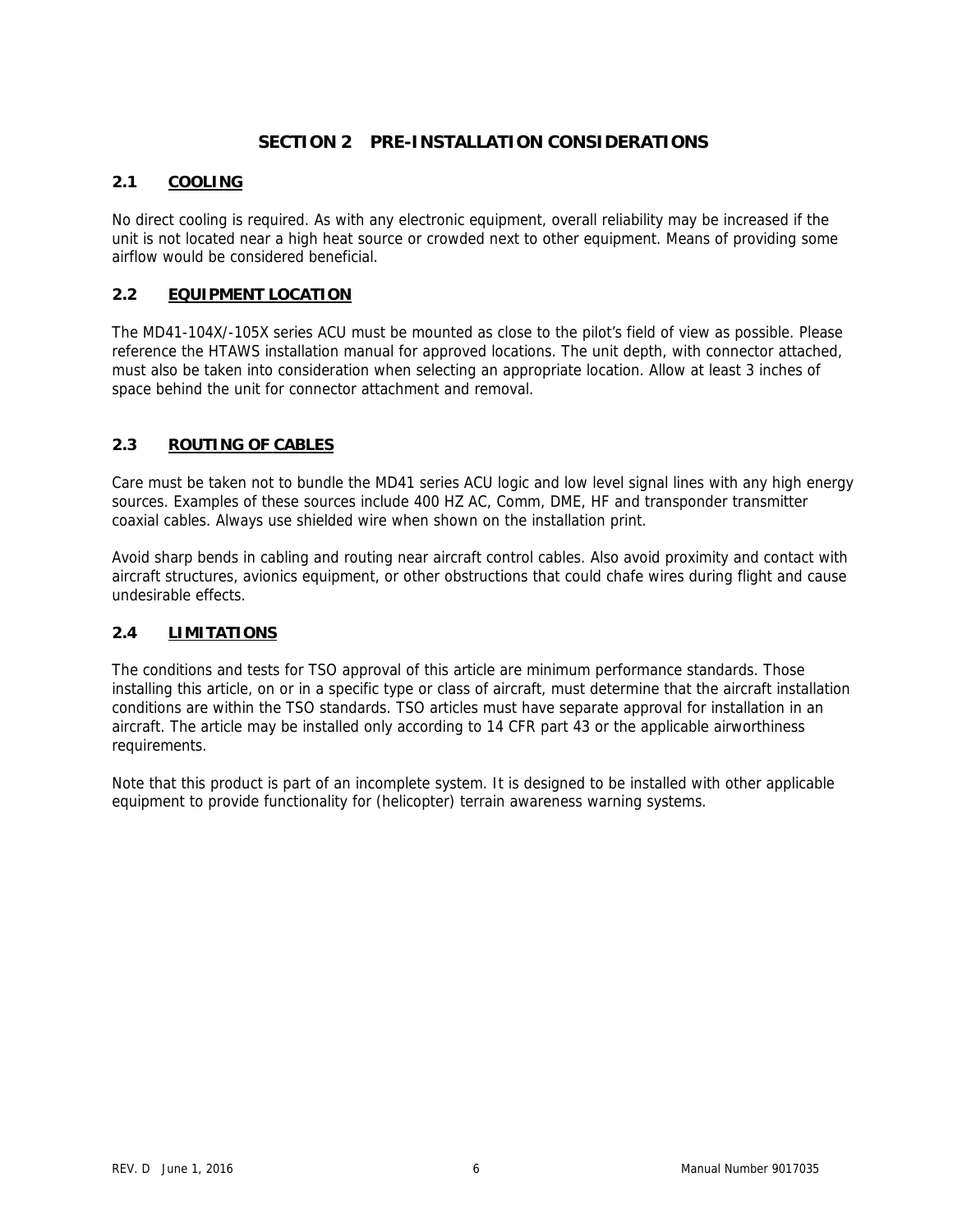# SECTION 2 PRE-INSTALLATION CONSIDERATIONS

## 2.1 COOLING

No direct cooling is required. As with any electronic equipment, overall reliability may be increased if the unit is not located near a high heat source or crowded next to other equipment. Means of providing some airflow would be considered beneficial.

## 2.2 EQUIPMENT LOCATION

The MD41-104X/-105X series ACU must be mounted as close to the pilot's field of view as possible. Please reference the HTAWS installation manual for approved locations. The unit depth, with connector attached, must also be taken into consideration when selecting an appropriate location. Allow at least 3 inches of space behind the unit for connector attachment and removal.

## 2.3 ROUTING OF CABLES

Care must be taken not to bundle the MD41 series ACU logic and low level signal lines with any high energy sources. Examples of these sources include 400 HZ AC, Comm, DME, HF and transponder transmitter coaxial cables. Always use shielded wire when shown on the installation print.

Avoid sharp bends in cabling and routing near aircraft control cables. Also avoid proximity and contact with aircraft structures, avionics equipment, or other obstructions that could chafe wires during flight and cause undesirable effects.

## 2.4 LIMITATIONS

The conditions and tests for TSO approval of this article are minimum performance standards. Those installing this article, on or in a specific type or class of aircraft, must determine that the aircraft installation conditions are within the TSO standards. TSO articles must have separate approval for installation in an aircraft. The article may be installed only according to 14 CFR part 43 or the applicable airworthiness requirements.

Note that this product is part of an incomplete system. It is designed to be installed with other applicable equipment to provide functionality for (helicopter) terrain awareness warning systems.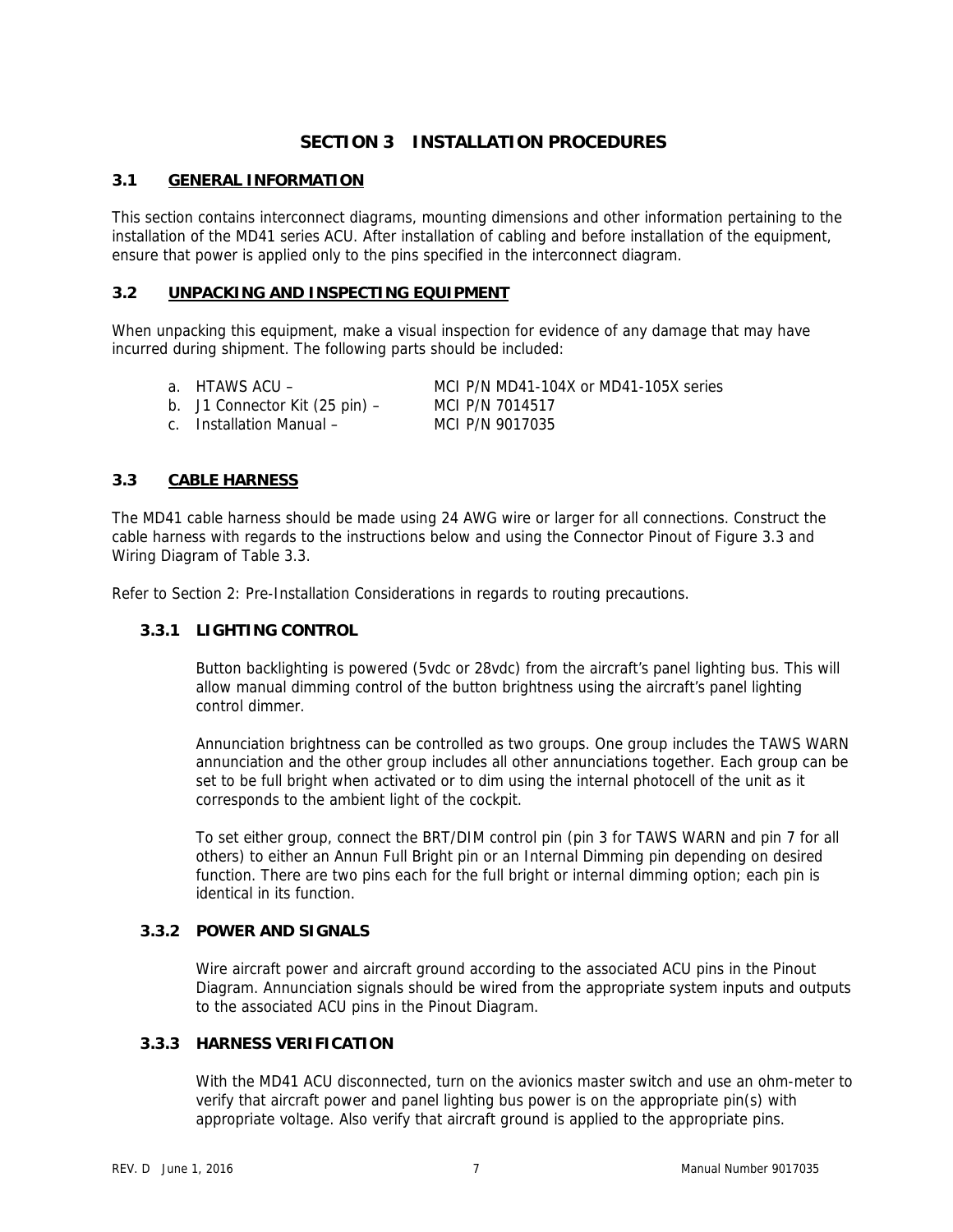# SECTION 3 INSTALLATION PROCEDURES

## 3.1 GENERAL INFORMATION

This section contains interconnect diagrams, mounting dimensions and other information pertaining to the installation of the MD41 series ACU. After installation of cabling and before installation of the equipment, ensure that power is applied only to the pins specified in the interconnect diagram.

## 3.2 UNPACKING AND INSPECTING EQUIPMENT

When unpacking this equipment, make a visual inspection for evidence of any damage that may have incurred during shipment. The following parts should be included:

a. HTAWS ACU – MCI P/N MD41-104X or MD41-105X series
b. J1 Connector Kit (25 pin) – MCI P/N 7014517
c. Installation Manual – MCI P/N 9017035

## 3.3 CABLE HARNESS

The MD41 cable harness should be made using 24 AWG wire or larger for all connections. Construct the cable harness with regards to the instructions below and using the Connector Pinout of Figure 3.3 and Wiring Diagram of Table 3.3.

Refer to Section 2: Pre-Installation Considerations in regards to routing precautions.

### 3.3.1 LIGHTING CONTROL

Button backlighting is powered (5vdc or 28vdc) from the aircraft's panel lighting bus. This will allow manual dimming control of the button brightness using the aircraft's panel lighting control dimmer.

Annunciation brightness can be controlled as two groups. One group includes the TAWS WARN annunciation and the other group includes all other annunciations together. Each group can be set to be full bright when activated or to dim using the internal photocell of the unit as it corresponds to the ambient light of the cockpit.

To set either group, connect the BRT/DIM control pin (pin 3 for TAWS WARN and pin 7 for all others) to either an Annun Full Bright pin or an Internal Dimming pin depending on desired function. There are two pins each for the full bright or internal dimming option; each pin is identical in its function.

### 3.3.2 POWER AND SIGNALS

Wire aircraft power and aircraft ground according to the associated ACU pins in the Pinout Diagram. Annunciation signals should be wired from the appropriate system inputs and outputs to the associated ACU pins in the Pinout Diagram.

### 3.3.3 HARNESS VERIFICATION

With the MD41 ACU disconnected, turn on the avionics master switch and use an ohm-meter to verify that aircraft power and panel lighting bus power is on the appropriate pin(s) with appropriate voltage. Also verify that aircraft ground is applied to the appropriate pins.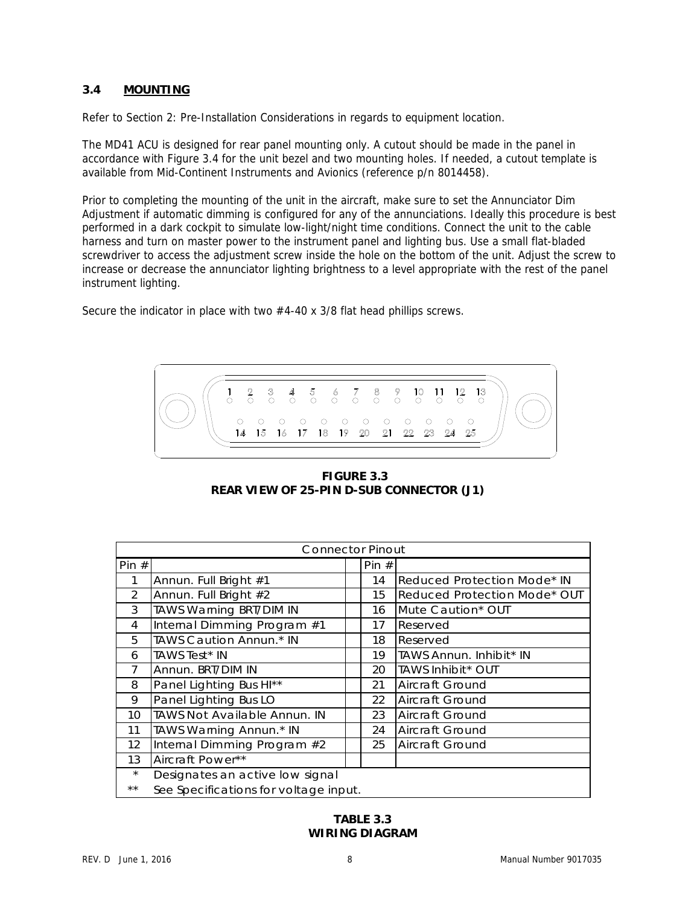### 3.4 MOUNTING

Refer to Section 2: Pre-Installation Considerations in regards to equipment location.

The MD41 ACU is designed for rear panel mounting only. A cutout should be made in the panel in accordance with Figure 3.4 for the unit bezel and two mounting holes. If needed, a cutout template is available from Mid-Continent Instruments and Avionics (reference p/n 8014458).

Prior to completing the mounting of the unit in the aircraft, make sure to set the Annunciator Dim Adjustment if automatic dimming is configured for any of the annunciations. Ideally this procedure is best performed in a dark cockpit to simulate low-light/night time conditions. Connect the unit to the cable harness and turn on master power to the instrument panel and lighting bus. Use a small flat-bladed screwdriver to access the adjustment screw inside the hole on the bottom of the unit. Adjust the screw to increase or decrease the annunciator lighting brightness to a level appropriate with the rest of the panel instrument lighting.

Secure the indicator in place with two #4-40 x 3/8 flat head phillips screws.

1 2 3 4 5 6 7 8 9 10 11 12 13

14 15 16 17 18 19 20 21 22 23 24 25

**FIGURE 3.3**
**REAR VIEW OF 25-PIN D-SUB CONNECTOR (J1)**

| Connector Pinout | | | | |
|---|---|---|---|---|
| Pin # | | | Pin # | |
| 1 | Annun. Full Bright #1 | | 14 | Reduced Protection Mode* IN |
| 2 | Annun. Full Bright #2 | | 15 | Reduced Protection Mode* OUT |
| 3 | TAWS Warning BRT/DIM IN | | 16 | Mute Caution* OUT |
| 4 | Internal Dimming Program #1 | | 17 | Reserved |
| 5 | TAWS Caution Annun.* IN | | 18 | Reserved |
| 6 | TAWS Test* IN | | 19 | TAWS Annun. Inhibit* IN |
| 7 | Annun. BRT/DIM IN | | 20 | TAWS Inhibit* OUT |
| 8 | Panel Lighting Bus HI** | | 21 | Aircraft Ground |
| 9 | Panel Lighting Bus LO | | 22 | Aircraft Ground |
| 10 | TAWS Not Available Annun. IN | | 23 | Aircraft Ground |
| 11 | TAWS Warning Annun.* IN | | 24 | Aircraft Ground |
| 12 | Internal Dimming Program #2 | | 25 | Aircraft Ground |
| 13 | Aircraft Power** | | | |
| * | Designates an active low signal | | | |
| ** | See Specifications for voltage input. | | | |

**TABLE 3.3**
**WIRING DIAGRAM**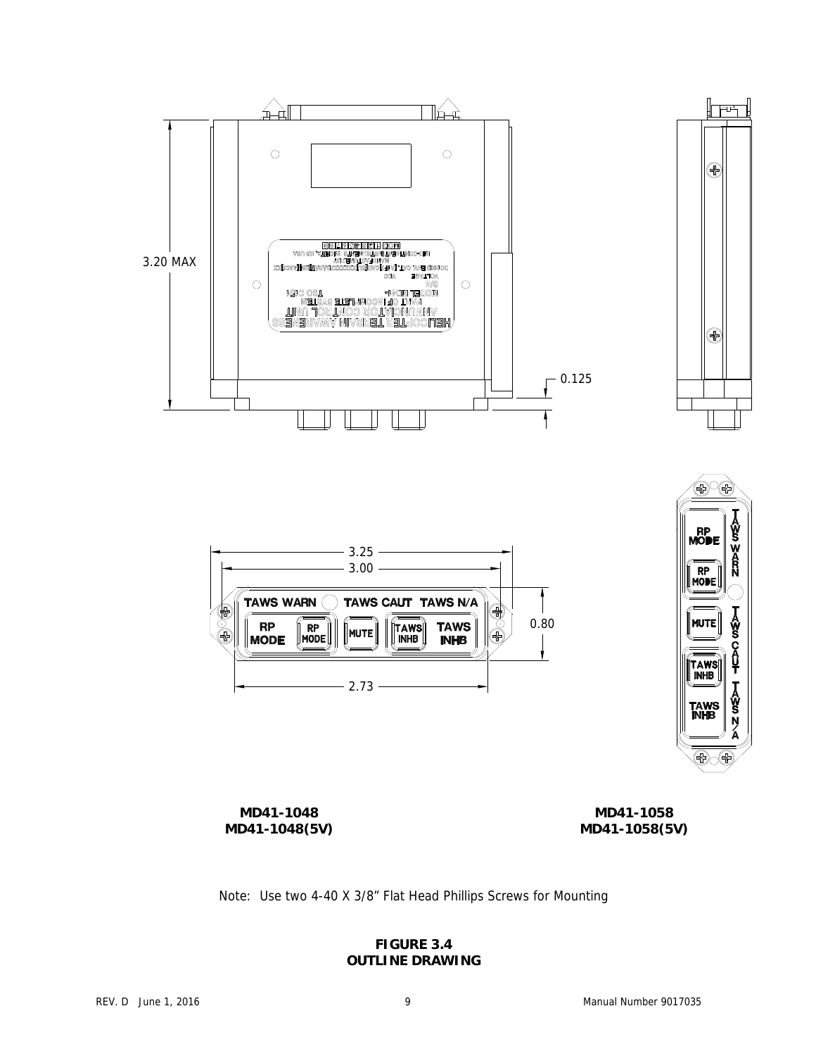3.20 MAX

0.125

3.25

3.00

0.80

2.73

TAWS WARN TAWS CAUT TAWS N/A

RP MODE RP MODE MUTE TAWS INHB TAWS INHB

**MD41-1048**
**MD41-1048(5V)**

**MD41-1058**
**MD41-1058(5V)**

Note: Use two 4-40 X 3/8" Flat Head Phillips Screws for Mounting

**FIGURE 3.4**
**OUTLINE DRAWING**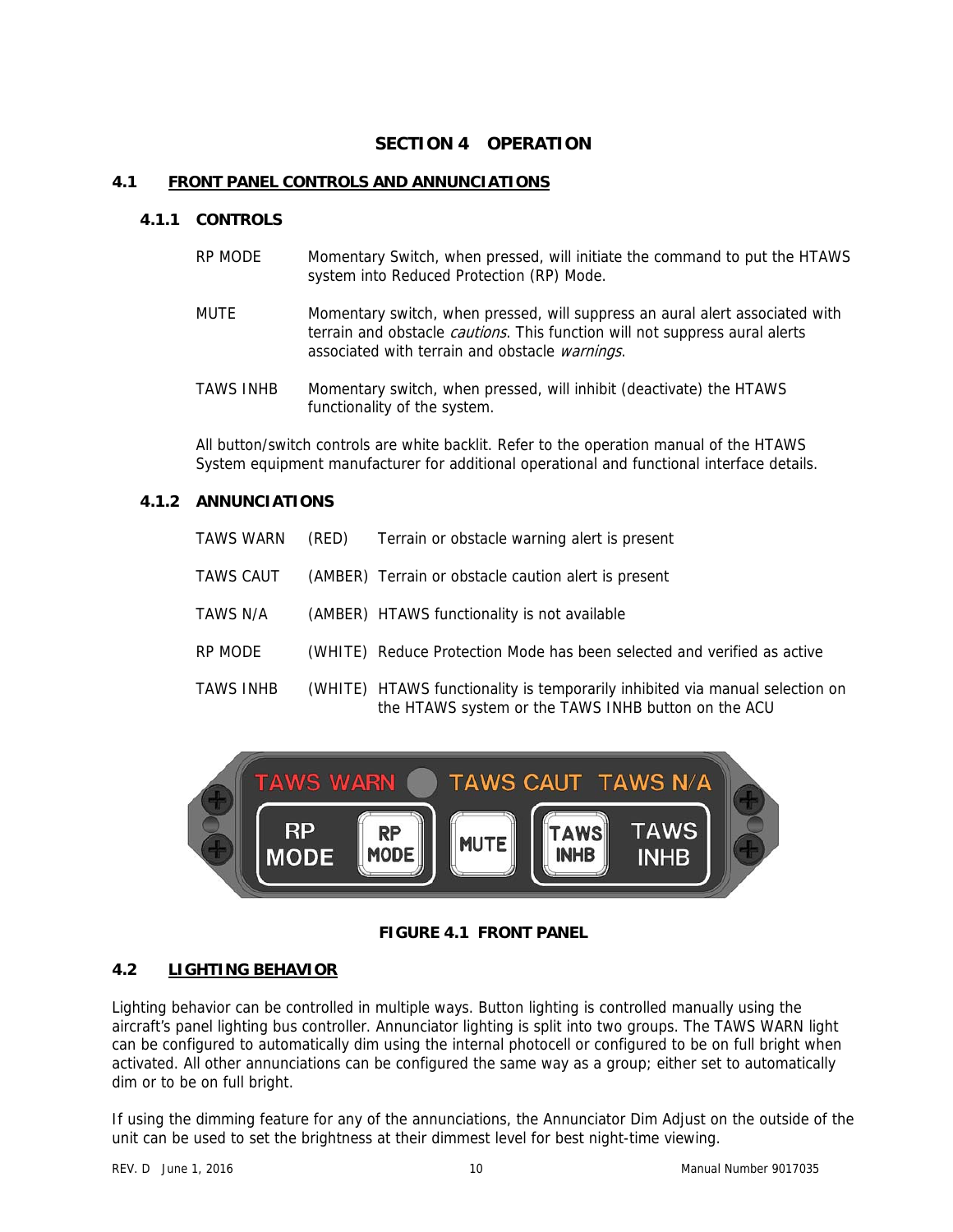# SECTION 4 OPERATION

## 4.1 FRONT PANEL CONTROLS AND ANNUNCIATIONS

### 4.1.1 CONTROLS

RP MODE — Momentary Switch, when pressed, will initiate the command to put the HTAWS system into Reduced Protection (RP) Mode.

MUTE — Momentary switch, when pressed, will suppress an aural alert associated with terrain and obstacle *cautions*. This function will not suppress aural alerts associated with terrain and obstacle *warnings*.

TAWS INHB — Momentary switch, when pressed, will inhibit (deactivate) the HTAWS functionality of the system.

All button/switch controls are white backlit. Refer to the operation manual of the HTAWS System equipment manufacturer for additional operational and functional interface details.

### 4.1.2 ANNUNCIATIONS

| | | |
|---|---|---|
| TAWS WARN | (RED) | Terrain or obstacle warning alert is present |
| TAWS CAUT | (AMBER) | Terrain or obstacle caution alert is present |
| TAWS N/A | (AMBER) | HTAWS functionality is not available |
| RP MODE | (WHITE) | Reduce Protection Mode has been selected and verified as active |
| TAWS INHB | (WHITE) | HTAWS functionality is temporarily inhibited via manual selection on the HTAWS system or the TAWS INHB button on the ACU |

**FIGURE 4.1 FRONT PANEL**

## 4.2 LIGHTING BEHAVIOR

Lighting behavior can be controlled in multiple ways. Button lighting is controlled manually using the aircraft's panel lighting bus controller. Annunciator lighting is split into two groups. The TAWS WARN light can be configured to automatically dim using the internal photocell or configured to be on full bright when activated. All other annunciations can be configured the same way as a group; either set to automatically dim or to be on full bright.

If using the dimming feature for any of the annunciations, the Annunciator Dim Adjust on the outside of the unit can be used to set the brightness at their dimmest level for best night-time viewing.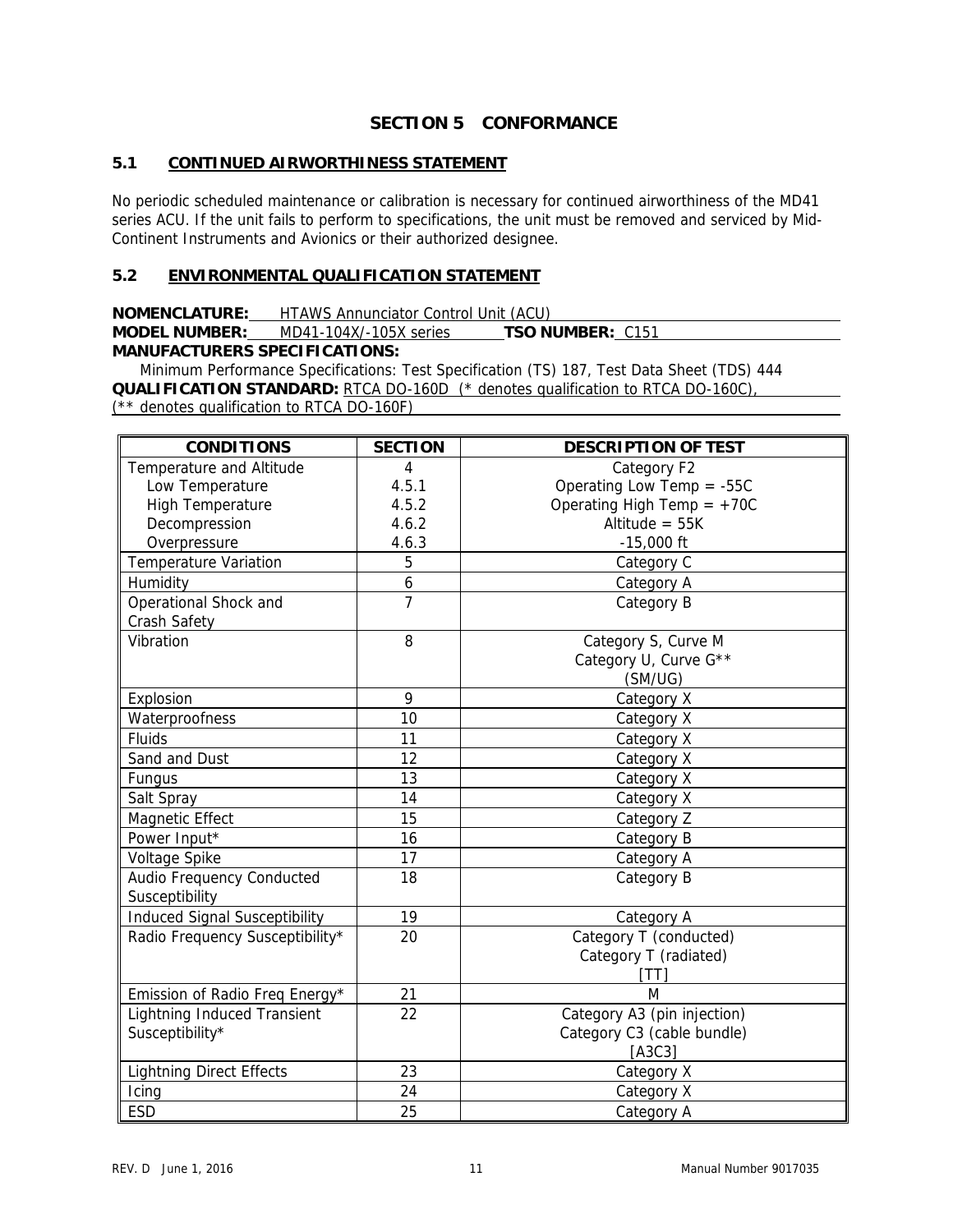# SECTION 5 CONFORMANCE

## 5.1 CONTINUED AIRWORTHINESS STATEMENT

No periodic scheduled maintenance or calibration is necessary for continued airworthiness of the MD41 series ACU. If the unit fails to perform to specifications, the unit must be removed and serviced by Mid-Continent Instruments and Avionics or their authorized designee.

## 5.2 ENVIRONMENTAL QUALIFICATION STATEMENT

**NOMENCLATURE:** HTAWS Annunciator Control Unit (ACU)
**MODEL NUMBER:** MD41-104X/-105X series **TSO NUMBER:** C151
**MANUFACTURERS SPECIFICATIONS:**
Minimum Performance Specifications: Test Specification (TS) 187, Test Data Sheet (TDS) 444
**QUALIFICATION STANDARD:** RTCA DO-160D (* denotes qualification to RTCA DO-160C), (** denotes qualification to RTCA DO-160F)

| CONDITIONS | SECTION | DESCRIPTION OF TEST |
|---|---|---|
| Temperature and Altitude | 4 | Category F2 |
| Low Temperature | 4.5.1 | Operating Low Temp = -55C |
| High Temperature | 4.5.2 | Operating High Temp = +70C |
| Decompression | 4.6.2 | Altitude = 55K |
| Overpressure | 4.6.3 | -15,000 ft |
| Temperature Variation | 5 | Category C |
| Humidity | 6 | Category A |
| Operational Shock and Crash Safety | 7 | Category B |
| Vibration | 8 | Category S, Curve M<br>Category U, Curve G**<br>(SM/UG) |
| Explosion | 9 | Category X |
| Waterproofness | 10 | Category X |
| Fluids | 11 | Category X |
| Sand and Dust | 12 | Category X |
| Fungus | 13 | Category X |
| Salt Spray | 14 | Category X |
| Magnetic Effect | 15 | Category Z |
| Power Input* | 16 | Category B |
| Voltage Spike | 17 | Category A |
| Audio Frequency Conducted Susceptibility | 18 | Category B |
| Induced Signal Susceptibility | 19 | Category A |
| Radio Frequency Susceptibility* | 20 | Category T (conducted)<br>Category T (radiated)<br>[TT] |
| Emission of Radio Freq Energy* | 21 | M |
| Lightning Induced Transient Susceptibility* | 22 | Category A3 (pin injection)<br>Category C3 (cable bundle)<br>[A3C3] |
| Lightning Direct Effects | 23 | Category X |
| Icing | 24 | Category X |
| ESD | 25 | Category A |